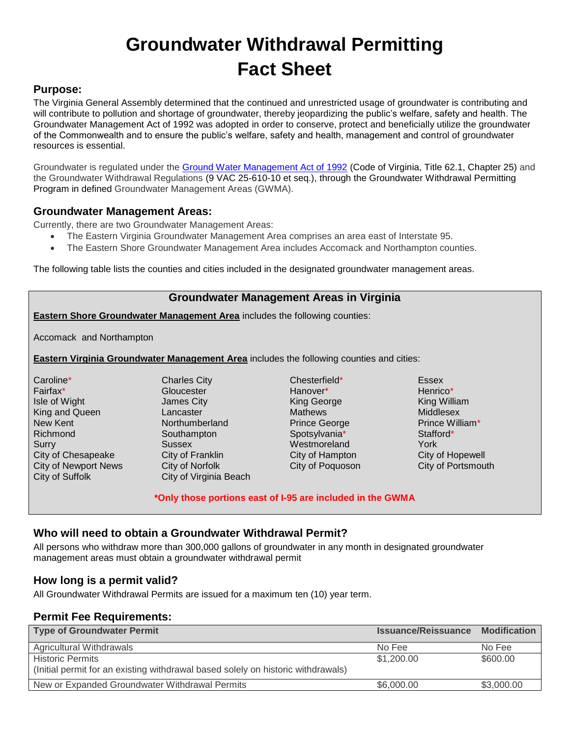# Groundwater Withdrawal Permitting Fact Sheet

## Purpose:

The Virginia General Assembly determined that the continued and unrestricted usage of groundwater is contributing and will contribute to pollution and shortage of groundwater, thereby jeopardizing the public's welfare, safety and health. The Groundwater Management Act of 1992 was adopted in order to conserve, protect and beneficially utilize the groundwater of the Commonwealth and to ensure the public's welfare, safety and health, management and control of groundwater resources is essential.

Groundwater is regulated under the [Ground Water Management Act of 1992] (Code of Virginia, Title 62.1, Chapter 25) and the Groundwater Withdrawal Regulations (9 VAC 25-610-10 et seq.), through the Groundwater Withdrawal Permitting Program in defined Groundwater Management Areas (GWMA).

## Groundwater Management Areas:

Currently, there are two Groundwater Management Areas:

- The Eastern Virginia Groundwater Management Area comprises an area east of Interstate 95.
- The Eastern Shore Groundwater Management Area includes Accomack and Northampton counties.

The following table lists the counties and cities included in the designated groundwater management areas.

### Groundwater Management Areas in Virginia

**Eastern Shore Groundwater Management Area** includes the following counties:

Accomack and Northampton

**Eastern Virginia Groundwater Management Area** includes the following counties and cities:

| | | | |
|---|---|---|---|
| Caroline* | Charles City | Chesterfield* | Essex |
| Fairfax* | Gloucester | Hanover* | Henrico* |
| Isle of Wight | James City | King George | King William |
| King and Queen | Lancaster | Mathews | Middlesex |
| New Kent | Northumberland | Prince George | Prince William* |
| Richmond | Southampton | Spotsylvania* | Stafford* |
| Surry | Sussex | Westmoreland | York |
| City of Chesapeake | City of Franklin | City of Hampton | City of Hopewell |
| City of Newport News | City of Norfolk | City of Poquoson | City of Portsmouth |
| City of Suffolk | City of Virginia Beach | | |

***Only those portions east of I-95 are included in the GWMA**

## Who will need to obtain a Groundwater Withdrawal Permit?

All persons who withdraw more than 300,000 gallons of groundwater in any month in designated groundwater management areas must obtain a groundwater withdrawal permit

## How long is a permit valid?

All Groundwater Withdrawal Permits are issued for a maximum ten (10) year term.

## Permit Fee Requirements:

| Type of Groundwater Permit | Issuance/Reissuance | Modification |
|---|---|---|
| Agricultural Withdrawals | No Fee | No Fee |
| Historic Permits (Initial permit for an existing withdrawal based solely on historic withdrawals) | $1,200.00 | $600.00 |
| New or Expanded Groundwater Withdrawal Permits | $6,000.00 | $3,000.00 |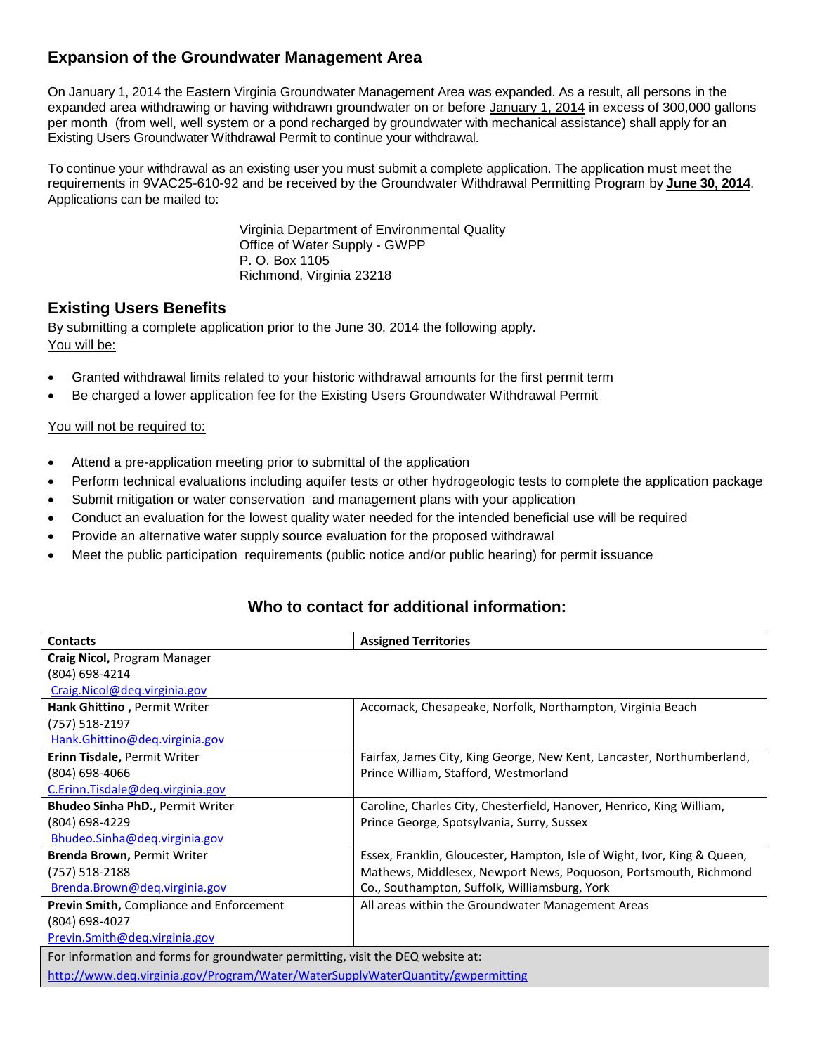## Expansion of the Groundwater Management Area

On January 1, 2014 the Eastern Virginia Groundwater Management Area was expanded. As a result, all persons in the expanded area withdrawing or having withdrawn groundwater on or before January 1, 2014 in excess of 300,000 gallons per month (from well, well system or a pond recharged by groundwater with mechanical assistance) shall apply for an Existing Users Groundwater Withdrawal Permit to continue your withdrawal.

To continue your withdrawal as an existing user you must submit a complete application. The application must meet the requirements in 9VAC25-610-92 and be received by the Groundwater Withdrawal Permitting Program by **June 30, 2014**. Applications can be mailed to:

Virginia Department of Environmental Quality
Office of Water Supply - GWPP
P. O. Box 1105
Richmond, Virginia 23218

## Existing Users Benefits

By submitting a complete application prior to the June 30, 2014 the following apply.
You will be:

- Granted withdrawal limits related to your historic withdrawal amounts for the first permit term
- Be charged a lower application fee for the Existing Users Groundwater Withdrawal Permit

You will not be required to:

- Attend a pre-application meeting prior to submittal of the application
- Perform technical evaluations including aquifer tests or other hydrogeologic tests to complete the application package
- Submit mitigation or water conservation and management plans with your application
- Conduct an evaluation for the lowest quality water needed for the intended beneficial use will be required
- Provide an alternative water supply source evaluation for the proposed withdrawal
- Meet the public participation requirements (public notice and/or public hearing) for permit issuance

### Who to contact for additional information:

| Contacts | Assigned Territories |
|---|---|
| **Craig Nicol,** Program Manager<br>(804) 698-4214<br>Craig.Nicol@deq.virginia.gov | |
| **Hank Ghittino ,** Permit Writer<br>(757) 518-2197<br>Hank.Ghittino@deq.virginia.gov | Accomack, Chesapeake, Norfolk, Northampton, Virginia Beach |
| **Erinn Tisdale,** Permit Writer<br>(804) 698-4066<br>C.Erinn.Tisdale@deq.virginia.gov | Fairfax, James City, King George, New Kent, Lancaster, Northumberland, Prince William, Stafford, Westmorland |
| **Bhudeo Sinha PhD.,** Permit Writer<br>(804) 698-4229<br>Bhudeo.Sinha@deq.virginia.gov | Caroline, Charles City, Chesterfield, Hanover, Henrico, King William, Prince George, Spotsylvania, Surry, Sussex |
| **Brenda Brown,** Permit Writer<br>(757) 518-2188<br>Brenda.Brown@deq.virginia.gov | Essex, Franklin, Gloucester, Hampton, Isle of Wight, Ivor, King & Queen, Mathews, Middlesex, Newport News, Poquoson, Portsmouth, Richmond Co., Southampton, Suffolk, Williamsburg, York |
| **Previn Smith,** Compliance and Enforcement<br>(804) 698-4027<br>Previn.Smith@deq.virginia.gov | All areas within the Groundwater Management Areas |

For information and forms for groundwater permitting, visit the DEQ website at:
http://www.deq.virginia.gov/Program/Water/WaterSupplyWaterQuantity/gwpermitting